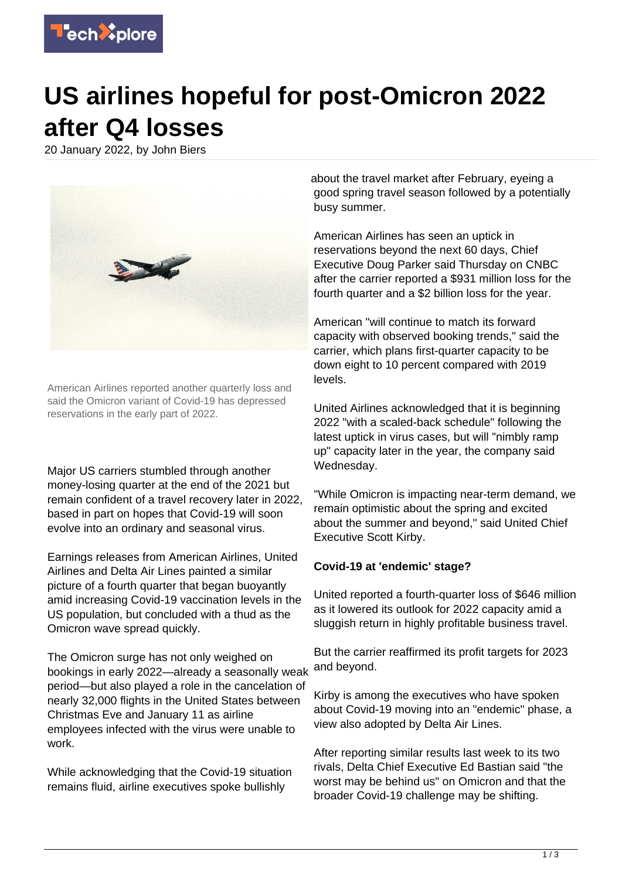# US airlines hopeful for post-Omicron 2022 after Q4 losses

20 January 2022, by John Biers

American Airlines reported another quarterly loss and said the Omicron variant of Covid-19 has depressed reservations in the early part of 2022.

Major US carriers stumbled through another money-losing quarter at the end of the 2021 but remain confident of a travel recovery later in 2022, based in part on hopes that Covid-19 will soon evolve into an ordinary and seasonal virus.

Earnings releases from American Airlines, United Airlines and Delta Air Lines painted a similar picture of a fourth quarter that began buoyantly amid increasing Covid-19 vaccination levels in the US population, but concluded with a thud as the Omicron wave spread quickly.

The Omicron surge has not only weighed on bookings in early 2022—already a seasonally weak period—but also played a role in the cancelation of nearly 32,000 flights in the United States between Christmas Eve and January 11 as airline employees infected with the virus were unable to work.

While acknowledging that the Covid-19 situation remains fluid, airline executives spoke bullishly about the travel market after February, eyeing a good spring travel season followed by a potentially busy summer.

American Airlines has seen an uptick in reservations beyond the next 60 days, Chief Executive Doug Parker said Thursday on CNBC after the carrier reported a $931 million loss for the fourth quarter and a $2 billion loss for the year.

American "will continue to match its forward capacity with observed booking trends," said the carrier, which plans first-quarter capacity to be down eight to 10 percent compared with 2019 levels.

United Airlines acknowledged that it is beginning 2022 "with a scaled-back schedule" following the latest uptick in virus cases, but will "nimbly ramp up" capacity later in the year, the company said Wednesday.

"While Omicron is impacting near-term demand, we remain optimistic about the spring and excited about the summer and beyond," said United Chief Executive Scott Kirby.

**Covid-19 at 'endemic' stage?**

United reported a fourth-quarter loss of $646 million as it lowered its outlook for 2022 capacity amid a sluggish return in highly profitable business travel.

But the carrier reaffirmed its profit targets for 2023 and beyond.

Kirby is among the executives who have spoken about Covid-19 moving into an "endemic" phase, a view also adopted by Delta Air Lines.

After reporting similar results last week to its two rivals, Delta Chief Executive Ed Bastian said "the worst may be behind us" on Omicron and that the broader Covid-19 challenge may be shifting.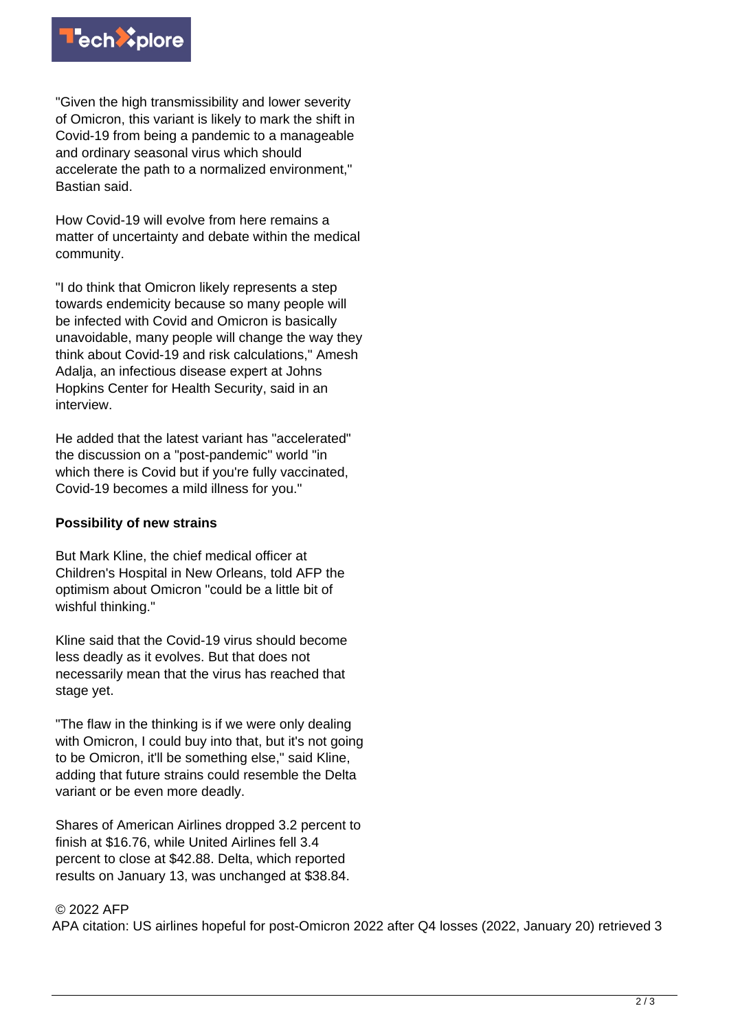"Given the high transmissibility and lower severity of Omicron, this variant is likely to mark the shift in Covid-19 from being a pandemic to a manageable and ordinary seasonal virus which should accelerate the path to a normalized environment," Bastian said.

How Covid-19 will evolve from here remains a matter of uncertainty and debate within the medical community.

"I do think that Omicron likely represents a step towards endemicity because so many people will be infected with Covid and Omicron is basically unavoidable, many people will change the way they think about Covid-19 and risk calculations," Amesh Adalja, an infectious disease expert at Johns Hopkins Center for Health Security, said in an interview.

He added that the latest variant has "accelerated" the discussion on a "post-pandemic" world "in which there is Covid but if you're fully vaccinated, Covid-19 becomes a mild illness for you."

**Possibility of new strains**

But Mark Kline, the chief medical officer at Children's Hospital in New Orleans, told AFP the optimism about Omicron "could be a little bit of wishful thinking."

Kline said that the Covid-19 virus should become less deadly as it evolves. But that does not necessarily mean that the virus has reached that stage yet.

"The flaw in the thinking is if we were only dealing with Omicron, I could buy into that, but it's not going to be Omicron, it'll be something else," said Kline, adding that future strains could resemble the Delta variant or be even more deadly.

Shares of American Airlines dropped 3.2 percent to finish at $16.76, while United Airlines fell 3.4 percent to close at $42.88. Delta, which reported results on January 13, was unchanged at $38.84.

© 2022 AFP

APA citation: US airlines hopeful for post-Omicron 2022 after Q4 losses (2022, January 20) retrieved 3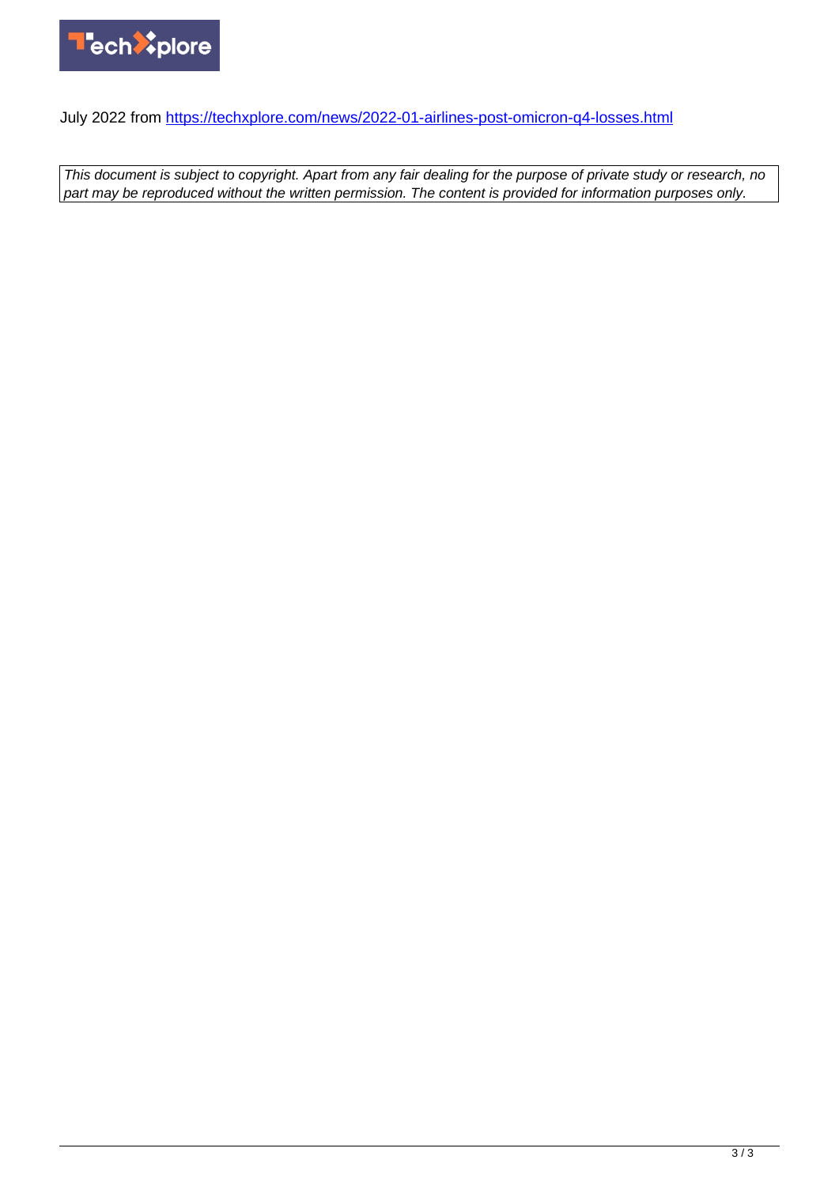July 2022 from https://techxplore.com/news/2022-01-airlines-post-omicron-q4-losses.html

*This document is subject to copyright. Apart from any fair dealing for the purpose of private study or research, no part may be reproduced without the written permission. The content is provided for information purposes only.*